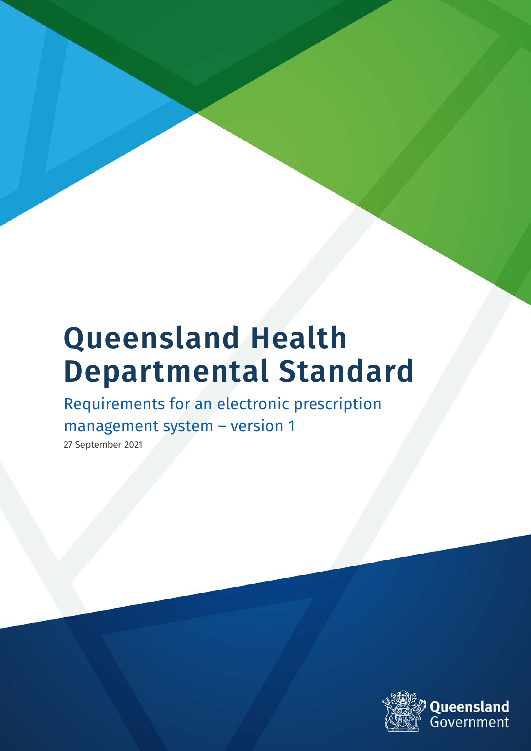# Queensland Health Departmental Standard

## Requirements for an electronic prescription management system – version 1

27 September 2021

Queensland Government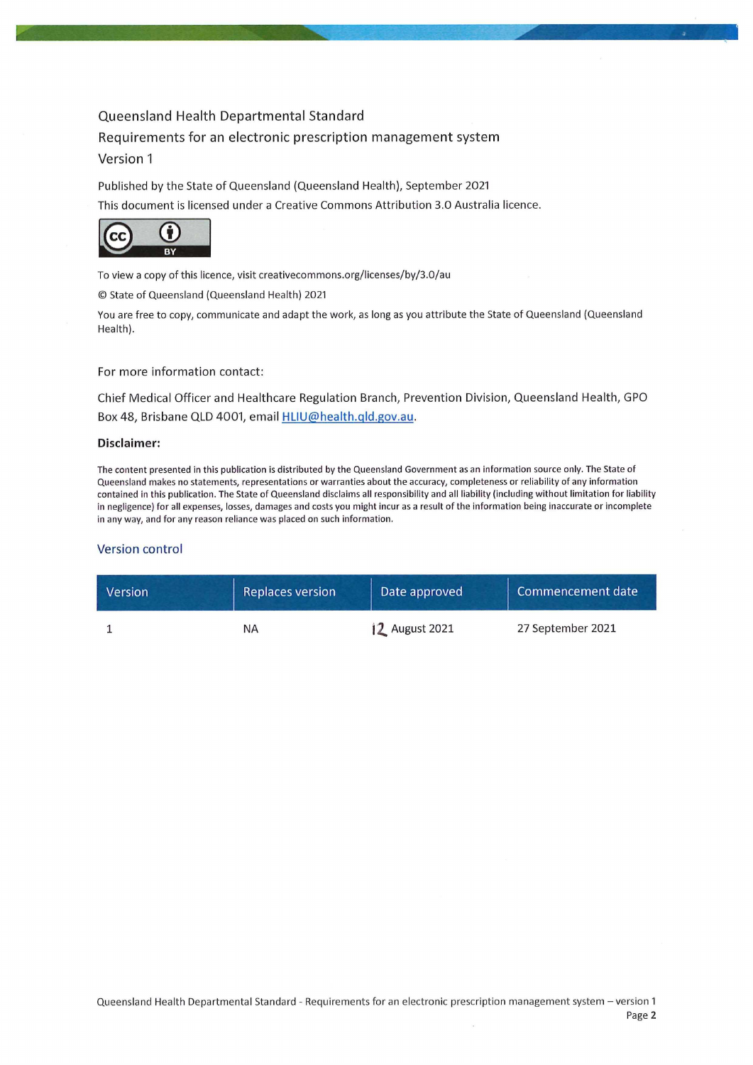Queensland Health Departmental Standard

Requirements for an electronic prescription management system

Version 1

Published by the State of Queensland (Queensland Health), September 2021

This document is licensed under a Creative Commons Attribution 3.0 Australia licence.

To view a copy of this licence, visit creativecommons.org/licenses/by/3.0/au

© State of Queensland (Queensland Health) 2021

You are free to copy, communicate and adapt the work, as long as you attribute the State of Queensland (Queensland Health).

For more information contact:

Chief Medical Officer and Healthcare Regulation Branch, Prevention Division, Queensland Health, GPO Box 48, Brisbane QLD 4001, email HLIU@health.qld.gov.au.

**Disclaimer:**

The content presented in this publication is distributed by the Queensland Government as an information source only. The State of Queensland makes no statements, representations or warranties about the accuracy, completeness or reliability of any information contained in this publication. The State of Queensland disclaims all responsibility and all liability (including without limitation for liability in negligence) for all expenses, losses, damages and costs you might incur as a result of the information being inaccurate or incomplete in any way, and for any reason reliance was placed on such information.

## Version control

| Version | Replaces version | Date approved | Commencement date |
|---|---|---|---|
| 1 | NA | 12 August 2021 | 27 September 2021 |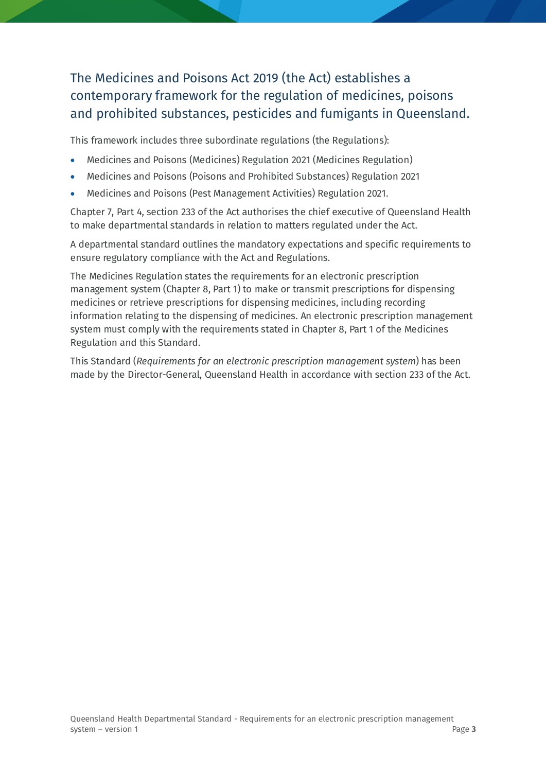## The Medicines and Poisons Act 2019 (the Act) establishes a contemporary framework for the regulation of medicines, poisons and prohibited substances, pesticides and fumigants in Queensland.

This framework includes three subordinate regulations (the Regulations):

- Medicines and Poisons (Medicines) Regulation 2021 (Medicines Regulation)
- Medicines and Poisons (Poisons and Prohibited Substances) Regulation 2021
- Medicines and Poisons (Pest Management Activities) Regulation 2021.

Chapter 7, Part 4, section 233 of the Act authorises the chief executive of Queensland Health to make departmental standards in relation to matters regulated under the Act.

A departmental standard outlines the mandatory expectations and specific requirements to ensure regulatory compliance with the Act and Regulations.

The Medicines Regulation states the requirements for an electronic prescription management system (Chapter 8, Part 1) to make or transmit prescriptions for dispensing medicines or retrieve prescriptions for dispensing medicines, including recording information relating to the dispensing of medicines. An electronic prescription management system must comply with the requirements stated in Chapter 8, Part 1 of the Medicines Regulation and this Standard.

This Standard (*Requirements for an electronic prescription management system*) has been made by the Director-General, Queensland Health in accordance with section 233 of the Act.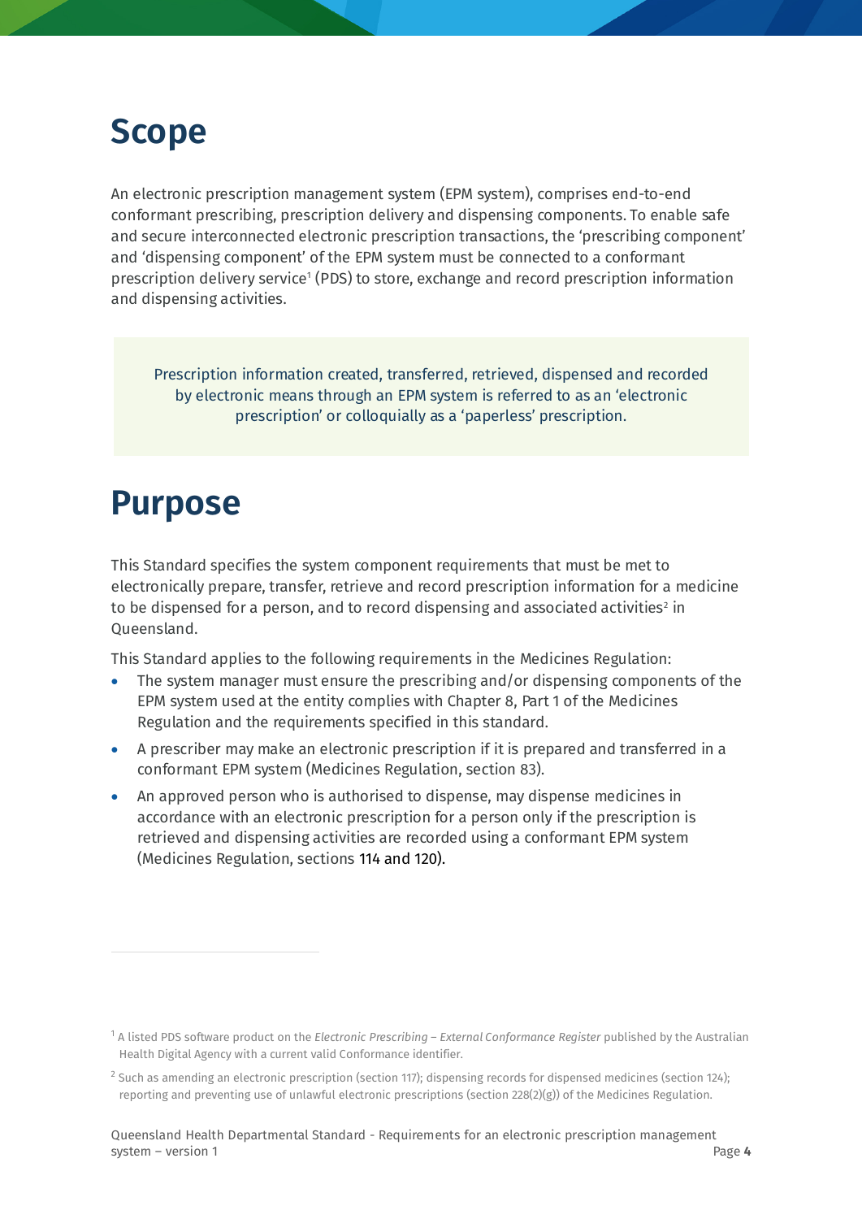# Scope

An electronic prescription management system (EPM system), comprises end-to-end conformant prescribing, prescription delivery and dispensing components. To enable safe and secure interconnected electronic prescription transactions, the 'prescribing component' and 'dispensing component' of the EPM system must be connected to a conformant prescription delivery service[1] (PDS) to store, exchange and record prescription information and dispensing activities.

> Prescription information created, transferred, retrieved, dispensed and recorded by electronic means through an EPM system is referred to as an 'electronic prescription' or colloquially as a 'paperless' prescription.

# Purpose

This Standard specifies the system component requirements that must be met to electronically prepare, transfer, retrieve and record prescription information for a medicine to be dispensed for a person, and to record dispensing and associated activities[2] in Queensland.

This Standard applies to the following requirements in the Medicines Regulation:

- The system manager must ensure the prescribing and/or dispensing components of the EPM system used at the entity complies with Chapter 8, Part 1 of the Medicines Regulation and the requirements specified in this standard.
- A prescriber may make an electronic prescription if it is prepared and transferred in a conformant EPM system (Medicines Regulation, section 83).
- An approved person who is authorised to dispense, may dispense medicines in accordance with an electronic prescription for a person only if the prescription is retrieved and dispensing activities are recorded using a conformant EPM system (Medicines Regulation, sections 114 and 120).

---

[1] A listed PDS software product on the *Electronic Prescribing – External Conformance Register* published by the Australian Health Digital Agency with a current valid Conformance identifier.

[2] Such as amending an electronic prescription (section 117); dispensing records for dispensed medicines (section 124); reporting and preventing use of unlawful electronic prescriptions (section 228(2)(g)) of the Medicines Regulation.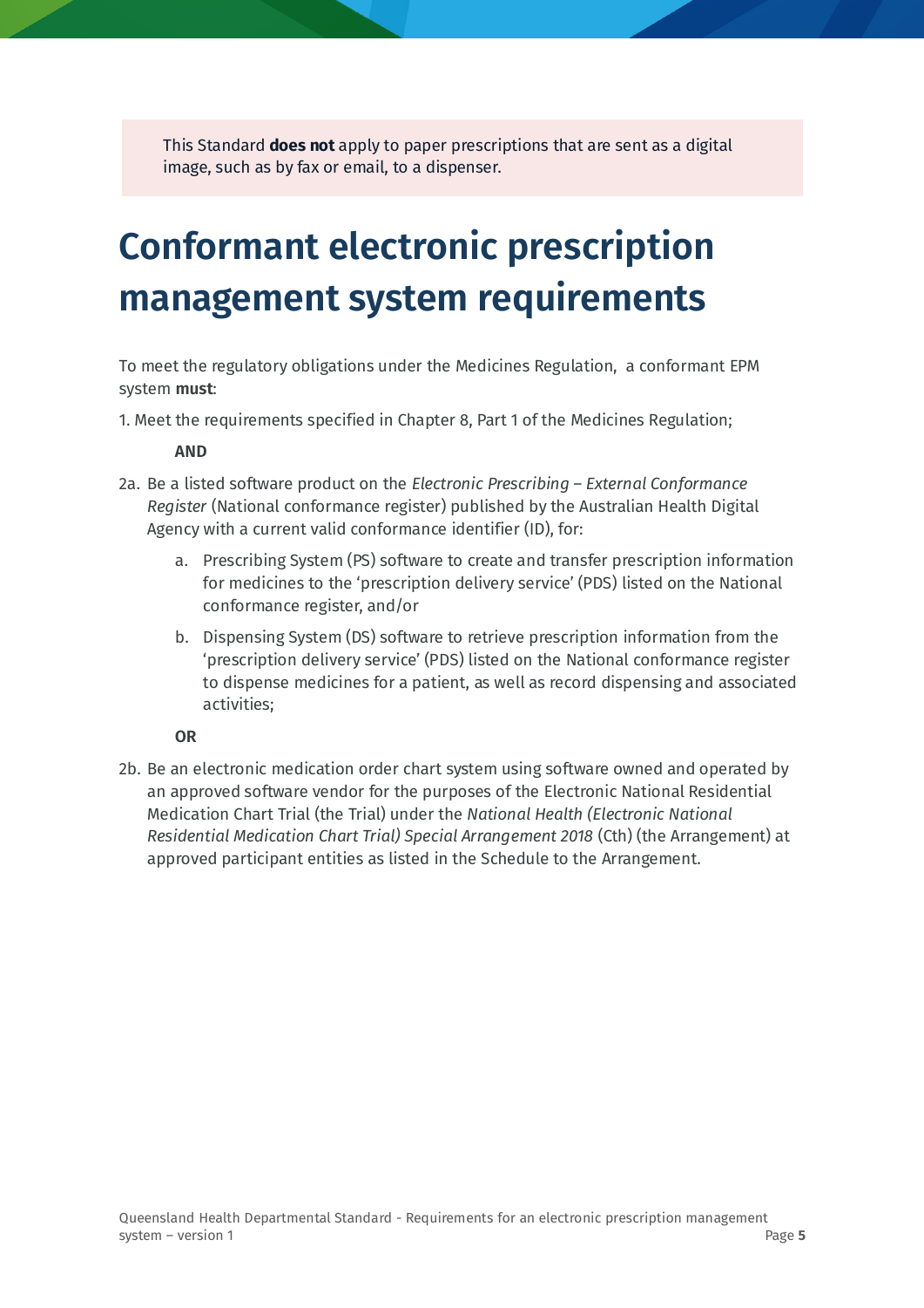This Standard **does not** apply to paper prescriptions that are sent as a digital image, such as by fax or email, to a dispenser.

# Conformant electronic prescription management system requirements

To meet the regulatory obligations under the Medicines Regulation, a conformant EPM system **must**:

1. Meet the requirements specified in Chapter 8, Part 1 of the Medicines Regulation;

   **AND**

2a. Be a listed software product on the *Electronic Prescribing – External Conformance Register* (National conformance register) published by the Australian Health Digital Agency with a current valid conformance identifier (ID), for:

   a. Prescribing System (PS) software to create and transfer prescription information for medicines to the 'prescription delivery service' (PDS) listed on the National conformance register, and/or

   b. Dispensing System (DS) software to retrieve prescription information from the 'prescription delivery service' (PDS) listed on the National conformance register to dispense medicines for a patient, as well as record dispensing and associated activities;

   **OR**

2b. Be an electronic medication order chart system using software owned and operated by an approved software vendor for the purposes of the Electronic National Residential Medication Chart Trial (the Trial) under the *National Health (Electronic National Residential Medication Chart Trial) Special Arrangement 2018* (Cth) (the Arrangement) at approved participant entities as listed in the Schedule to the Arrangement.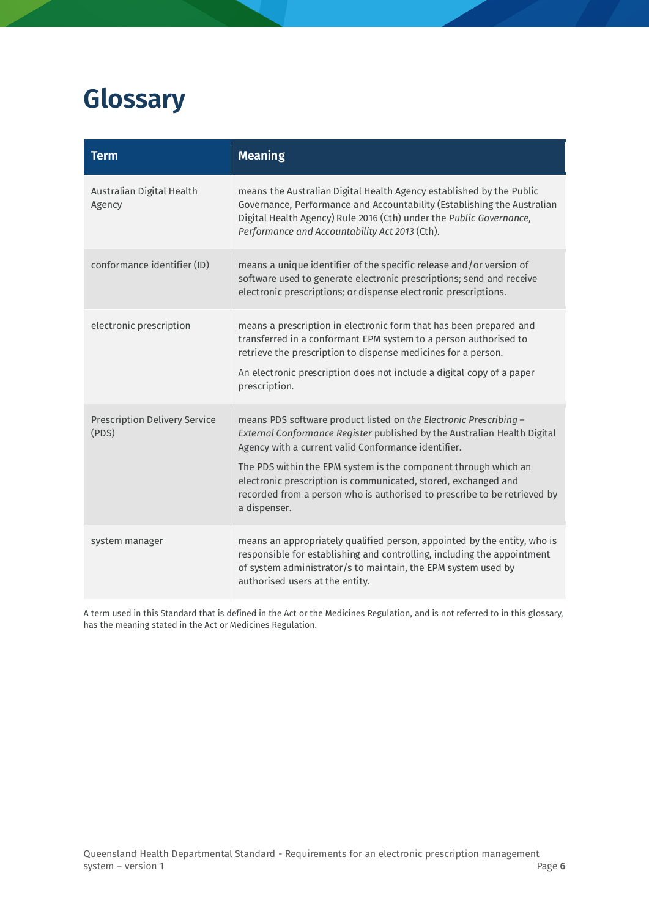# Glossary

| Term | Meaning |
|---|---|
| Australian Digital Health Agency | means the Australian Digital Health Agency established by the Public Governance, Performance and Accountability (Establishing the Australian Digital Health Agency) Rule 2016 (Cth) under the *Public Governance, Performance and Accountability Act 2013* (Cth). |
| conformance identifier (ID) | means a unique identifier of the specific release and/or version of software used to generate electronic prescriptions; send and receive electronic prescriptions; or dispense electronic prescriptions. |
| electronic prescription | means a prescription in electronic form that has been prepared and transferred in a conformant EPM system to a person authorised to retrieve the prescription to dispense medicines for a person.<br><br>An electronic prescription does not include a digital copy of a paper prescription. |
| Prescription Delivery Service (PDS) | means PDS software product listed on *the Electronic Prescribing – External Conformance Register* published by the Australian Health Digital Agency with a current valid Conformance identifier.<br><br>The PDS within the EPM system is the component through which an electronic prescription is communicated, stored, exchanged and recorded from a person who is authorised to prescribe to be retrieved by a dispenser. |
| system manager | means an appropriately qualified person, appointed by the entity, who is responsible for establishing and controlling, including the appointment of system administrator/s to maintain, the EPM system used by authorised users at the entity. |

A term used in this Standard that is defined in the Act or the Medicines Regulation, and is not referred to in this glossary, has the meaning stated in the Act or Medicines Regulation.